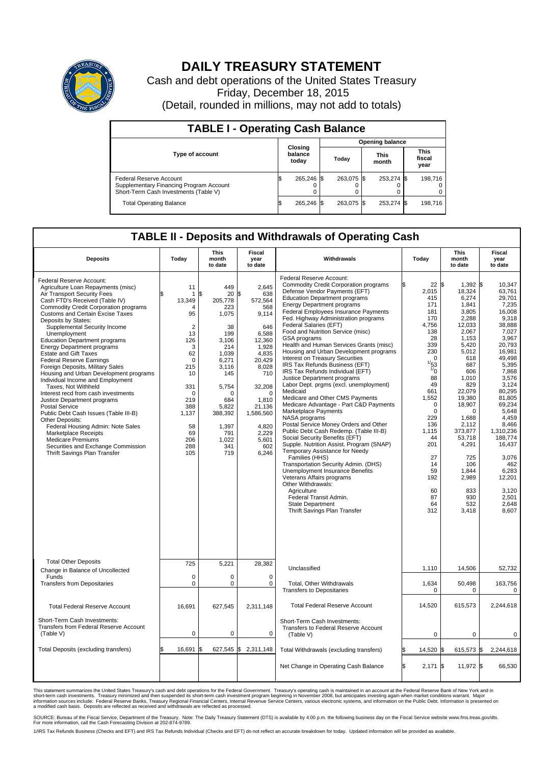# DAILY TREASURY STATEMENT

Cash and debt operations of the United States Treasury

Friday, December 18, 2015

(Detail, rounded in millions, may not add to totals)

## TABLE I - Operating Cash Balance

| Type of account | Closing balance today | Opening balance Today | Opening balance This month | Opening balance This fiscal year |
|---|---|---|---|---|
| Federal Reserve Account | $ 265,246 | $ 263,075 | $ 253,274 | $ 198,716 |
| Supplementary Financing Program Account | 0 | 0 | 0 | 0 |
| Short-Term Cash Investments (Table V) | 0 | 0 | 0 | 0 |
| Total Operating Balance | $ 265,246 | $ 263,075 | $ 253,274 | $ 198,716 |

## TABLE II - Deposits and Withdrawals of Operating Cash

| Deposits | Today | This month to date | Fiscal year to date |
|---|---|---|---|
| Federal Reserve Account: | | | |
| Agriculture Loan Repayments (misc) | 11 | 449 | 2,645 |
| Air Transport Security Fees | $ 1 | $ 20 | $ 638 |
| Cash FTD's Received (Table IV) | 13,349 | 205,778 | 572,564 |
| Commodity Credit Corporation programs | 4 | 223 | 568 |
| Customs and Certain Excise Taxes | 95 | 1,075 | 9,114 |
| Deposits by States: | | | |
| Supplemental Security Income | 2 | 38 | 646 |
| Unemployment | 13 | 199 | 6,588 |
| Education Department programs | 126 | 3,106 | 12,360 |
| Energy Department programs | 3 | 214 | 1,928 |
| Estate and Gift Taxes | 62 | 1,039 | 4,835 |
| Federal Reserve Earnings | 0 | 6,271 | 20,429 |
| Foreign Deposits, Military Sales | 215 | 3,116 | 8,028 |
| Housing and Urban Development programs | 10 | 145 | 710 |
| Individual Income and Employment Taxes, Not Withheld | 331 | 5,754 | 32,208 |
| Interest recd from cash investments | 0 | 0 | 0 |
| Justice Department programs | 219 | 684 | 1,810 |
| Postal Service | 388 | 5,822 | 21,136 |
| Public Debt Cash Issues (Table III-B) | 1,137 | 388,392 | 1,586,560 |
| Other Deposits: | | | |
| Federal Housing Admin: Note Sales | 58 | 1,397 | 4,820 |
| Marketplace Receipts | 69 | 791 | 2,229 |
| Medicare Premiums | 206 | 1,022 | 5,601 |
| Securities and Exchange Commission | 288 | 341 | 602 |
| Thrift Savings Plan Transfer | 105 | 719 | 6,246 |
| Total Other Deposits | 725 | 5,221 | 28,382 |
| Change in Balance of Uncollected Funds | 0 | 0 | 0 |
| Transfers from Depositaries | 0 | 0 | 0 |
| Total Federal Reserve Account | 16,691 | 627,545 | 2,311,148 |
| Short-Term Cash Investments: Transfers from Federal Reserve Account (Table V) | 0 | 0 | 0 |
| Total Deposits (excluding transfers) | $ 16,691 | $ 627,545 | $ 2,311,148 |

| Withdrawals | Today | This month to date | Fiscal year to date |
|---|---|---|---|
| Federal Reserve Account: | | | |
| Commodity Credit Corporation programs | $ 22 | $ 1,392 | $ 10,347 |
| Defense Vendor Payments (EFT) | 2,015 | 18,324 | 63,761 |
| Education Department programs | 415 | 6,274 | 29,701 |
| Energy Department programs | 171 | 1,841 | 7,235 |
| Federal Employees Insurance Payments | 181 | 3,805 | 16,008 |
| Fed. Highway Administration programs | 170 | 2,288 | 9,318 |
| Federal Salaries (EFT) | 4,756 | 12,033 | 38,888 |
| Food and Nutrition Service (misc) | 138 | 2,067 | 7,027 |
| GSA programs | 28 | 1,153 | 3,967 |
| Health and Human Services Grants (misc) | 339 | 5,420 | 20,793 |
| Housing and Urban Development programs | 230 | 5,012 | 16,981 |
| Interest on Treasury Securities | 0 | 618 | 49,498 |
| IRS Tax Refunds Business (EFT) | 53 [1] | 687 | 5,395 |
| IRS Tax Refunds Individual (EFT) | 0 [1] | 606 | 7,868 |
| Justice Department programs | 88 | 1,010 | 3,576 |
| Labor Dept. prgms (excl. unemployment) | 49 | 829 | 3,124 |
| Medicaid | 661 | 22,079 | 80,295 |
| Medicare and Other CMS Payments | 1,552 | 19,380 | 81,805 |
| Medicare Advantage - Part C&D Payments | 0 | 18,907 | 69,234 |
| Marketplace Payments | 0 | 0 | 5,648 |
| NASA programs | 229 | 1,688 | 4,459 |
| Postal Service Money Orders and Other | 136 | 2,112 | 8,466 |
| Public Debt Cash Redemp. (Table III-B) | 1,115 | 373,877 | 1,310,236 |
| Social Security Benefits (EFT) | 44 | 53,718 | 188,774 |
| Supple. Nutrition Assist. Program (SNAP) | 201 | 4,291 | 16,437 |
| Temporary Assistance for Needy Families (HHS) | 27 | 725 | 3,076 |
| Transportation Security Admin. (DHS) | 14 | 106 | 462 |
| Unemployment Insurance Benefits | 59 | 1,844 | 6,283 |
| Veterans Affairs programs | 192 | 2,989 | 12,201 |
| Other Withdrawals: | | | |
| Agriculture | 60 | 833 | 3,120 |
| Federal Transit Admin. | 87 | 930 | 2,501 |
| State Department | 64 | 532 | 2,648 |
| Thrift Savings Plan Transfer | 312 | 3,418 | 8,607 |
| Unclassified | 1,110 | 14,506 | 52,732 |
| Total, Other Withdrawals | 1,634 | 50,498 | 163,756 |
| Transfers to Depositaries | 0 | 0 | 0 |
| Total Federal Reserve Account | 14,520 | 615,573 | 2,244,618 |
| Short-Term Cash Investments: Transfers to Federal Reserve Account (Table V) | 0 | 0 | 0 |
| Total Withdrawals (excluding transfers) | $ 14,520 | $ 615,573 | $ 2,244,618 |
| Net Change in Operating Cash Balance | $ 2,171 | $ 11,972 | $ 66,530 |

This statement summarizes the United States Treasury's cash and debt operations for the Federal Government. Treasury's operating cash is maintained in an account at the Federal Reserve Bank of New York and in short-term cash investments. Treasury minimized and then suspended its short-term cash investment program beginning in November 2008, but anticipates investing again when market conditions warrant. Major information sources include: Federal Reserve Banks, Treasury Regional Financial Centers, Internal Revenue Service Centers, various electronic systems, and information on the Public Debt. Information is presented on a modified cash basis. Deposits are reflected as received and withdrawals are reflected as processed.

SOURCE: Bureau of the Fiscal Service, Department of the Treasury. Note: The Daily Treasury Statement (DTS) is available by 4:00 p.m. the following business day on the Fiscal Service website www.fms.treas.gov/dts. For more information, call the Cash Forecasting Division at 202-874-9789.

1/IRS Tax Refunds Business (Checks and EFT) and IRS Tax Refunds Individual (Checks and EFT) do not reflect an accurate breakdown for today. Updated information will be provided as available.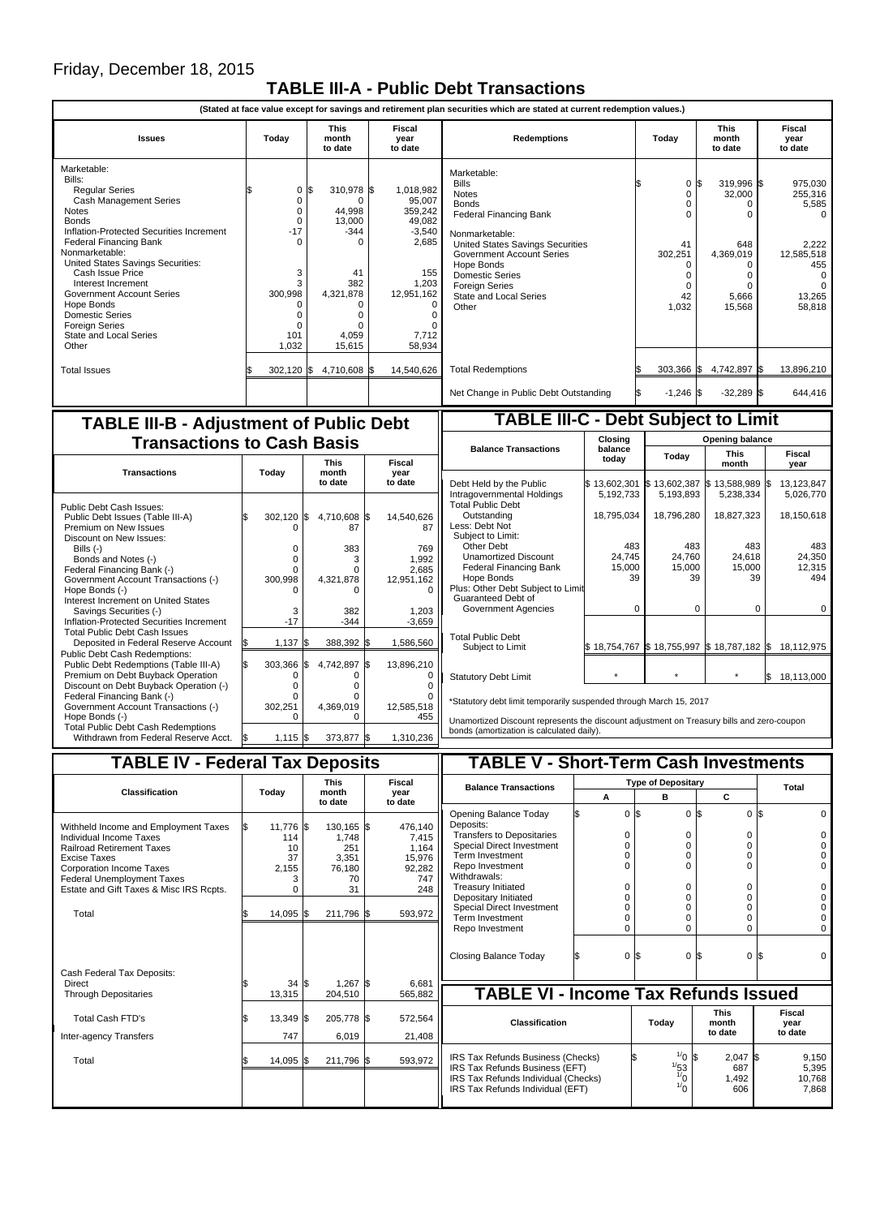Friday, December 18, 2015

# TABLE III-A - Public Debt Transactions

(Stated at face value except for savings and retirement plan securities which are stated at current redemption values.)

| Issues | Today | This month to date | Fiscal year to date |
|---|---|---|---|
| Marketable: | | | |
| Bills: | | | |
| Regular Series | $ 0 | $ 310,978 | $ 1,018,982 |
| Cash Management Series | 0 | 0 | 95,007 |
| Notes | 0 | 44,998 | 359,242 |
| Bonds | 0 | 13,000 | 49,082 |
| Inflation-Protected Securities Increment | -17 | -344 | -3,540 |
| Federal Financing Bank | 0 | 0 | 2,685 |
| Nonmarketable: | | | |
| United States Savings Securities: | | | |
| Cash Issue Price | 3 | 41 | 155 |
| Interest Increment | 3 | 382 | 1,203 |
| Government Account Series | 300,998 | 4,321,878 | 12,951,162 |
| Hope Bonds | 0 | 0 | 0 |
| Domestic Series | 0 | 0 | 0 |
| Foreign Series | 0 | 0 | 0 |
| State and Local Series | 101 | 4,059 | 7,712 |
| Other | 1,032 | 15,615 | 58,934 |
| Total Issues | $ 302,120 | $ 4,710,608 | $ 14,540,626 |

| Redemptions | Today | This month to date | Fiscal year to date |
|---|---|---|---|
| Marketable: | | | |
| Bills | $ 0 | $ 319,996 | $ 975,030 |
| Notes | 0 | 32,000 | 255,316 |
| Bonds | 0 | 0 | 5,585 |
| Federal Financing Bank | 0 | 0 | 0 |
| Nonmarketable: | | | |
| United States Savings Securities | 41 | 648 | 2,222 |
| Government Account Series | 302,251 | 4,369,019 | 12,585,518 |
| Hope Bonds | 0 | 0 | 455 |
| Domestic Series | 0 | 0 | 0 |
| Foreign Series | 0 | 0 | 0 |
| State and Local Series | 42 | 5,666 | 13,265 |
| Other | 1,032 | 15,568 | 58,818 |
| Total Redemptions | $ 303,366 | $ 4,742,897 | $ 13,896,210 |
| Net Change in Public Debt Outstanding | $ -1,246 | $ -32,289 | $ 644,416 |

# TABLE III-B - Adjustment of Public Debt Transactions to Cash Basis

| Transactions | Today | This month to date | Fiscal year to date |
|---|---|---|---|
| Public Debt Cash Issues: | | | |
| Public Debt Issues (Table III-A) | $ 302,120 | $ 4,710,608 | $ 14,540,626 |
| Premium on New Issues | 0 | 87 | 87 |
| Discount on New Issues: | | | |
| Bills (-) | 0 | 383 | 769 |
| Bonds and Notes (-) | 0 | 3 | 1,992 |
| Federal Financing Bank (-) | 0 | 0 | 2,685 |
| Government Account Transactions (-) | 300,998 | 4,321,878 | 12,951,162 |
| Hope Bonds (-) | 0 | 0 | 0 |
| Interest Increment on United States Savings Securities (-) | 3 | 382 | 1,203 |
| Inflation-Protected Securities Increment | -17 | -344 | -3,659 |
| Total Public Debt Cash Issues Deposited in Federal Reserve Account | $ 1,137 | $ 388,392 | $ 1,586,560 |
| Public Debt Cash Redemptions: | | | |
| Public Debt Redemptions (Table III-A) | $ 303,366 | $ 4,742,897 | $ 13,896,210 |
| Premium on Debt Buyback Operation | 0 | 0 | 0 |
| Discount on Debt Buyback Operation (-) | 0 | 0 | 0 |
| Federal Financing Bank (-) | 0 | 0 | 0 |
| Government Account Transactions (-) | 302,251 | 4,369,019 | 12,585,518 |
| Hope Bonds (-) | 0 | 0 | 455 |
| Total Public Debt Cash Redemptions Withdrawn from Federal Reserve Acct. | $ 1,115 | $ 373,877 | $ 1,310,236 |

# TABLE III-C - Debt Subject to Limit

| Balance Transactions | Closing balance today | Opening balance Today | Opening balance This month | Opening balance Fiscal year |
|---|---|---|---|---|
| Debt Held by the Public | $ 13,602,301 | $ 13,602,387 | $ 13,588,989 | $ 13,123,847 |
| Intragovernmental Holdings | 5,192,733 | 5,193,893 | 5,238,334 | 5,026,770 |
| Total Public Debt Outstanding | 18,795,034 | 18,796,280 | 18,827,323 | 18,150,618 |
| Less: Debt Not Subject to Limit: | | | | |
| Other Debt | 483 | 483 | 483 | 483 |
| Unamortized Discount | 24,745 | 24,760 | 24,618 | 24,350 |
| Federal Financing Bank | 15,000 | 15,000 | 15,000 | 12,315 |
| Hope Bonds | 39 | 39 | 39 | 494 |
| Plus: Other Debt Subject to Limit | | | | |
| Guaranteed Debt of Government Agencies | 0 | 0 | 0 | 0 |
| Total Public Debt Subject to Limit | $ 18,754,767 | $ 18,755,997 | $ 18,787,182 | $ 18,112,975 |
| Statutory Debt Limit | * | * | * | $ 18,113,000 |

*Statutory debt limit temporarily suspended through March 15, 2017

Unamortized Discount represents the discount adjustment on Treasury bills and zero-coupon bonds (amortization is calculated daily).

# TABLE IV - Federal Tax Deposits

| Classification | Today | This month to date | Fiscal year to date |
|---|---|---|---|
| Withheld Income and Employment Taxes | $ 11,776 | $ 130,165 | $ 476,140 |
| Individual Income Taxes | 114 | 1,748 | 7,415 |
| Railroad Retirement Taxes | 10 | 251 | 1,164 |
| Excise Taxes | 37 | 3,351 | 15,976 |
| Corporation Income Taxes | 2,155 | 76,180 | 92,282 |
| Federal Unemployment Taxes | 3 | 70 | 747 |
| Estate and Gift Taxes & Misc IRS Rcpts. | 0 | 31 | 248 |
| Total | $ 14,095 | $ 211,796 | $ 593,972 |
| Cash Federal Tax Deposits: | | | |
| Direct | $ 34 | $ 1,267 | $ 6,681 |
| Through Depositaries | 13,315 | 204,510 | 565,882 |
| Total Cash FTD's | $ 13,349 | $ 205,778 | $ 572,564 |
| Inter-agency Transfers | 747 | 6,019 | 21,408 |
| Total | $ 14,095 | $ 211,796 | $ 593,972 |

# TABLE V - Short-Term Cash Investments

| Balance Transactions | Type of Depositary A | Type of Depositary B | Type of Depositary C | Total |
|---|---|---|---|---|
| Opening Balance Today | $ 0 | $ 0 | $ 0 | $ 0 |
| Deposits: | | | | |
| Transfers to Depositaries | 0 | 0 | 0 | 0 |
| Special Direct Investment | 0 | 0 | 0 | 0 |
| Term Investment | 0 | 0 | 0 | 0 |
| Repo Investment | 0 | 0 | 0 | 0 |
| Withdrawals: | | | | |
| Treasury Initiated | 0 | 0 | 0 | 0 |
| Depositary Initiated | 0 | 0 | 0 | 0 |
| Special Direct Investment | 0 | 0 | 0 | 0 |
| Term Investment | 0 | 0 | 0 | 0 |
| Repo Investment | 0 | 0 | 0 | 0 |
| Closing Balance Today | $ 0 | $ 0 | $ 0 | $ 0 |

# TABLE VI - Income Tax Refunds Issued

| Classification | Today | This month to date | Fiscal year to date |
|---|---|---|---|
| IRS Tax Refunds Business (Checks) | $ [1]0 | $ 2,047 | $ 9,150 |
| IRS Tax Refunds Business (EFT) | [1]53 | 687 | 5,395 |
| IRS Tax Refunds Individual (Checks) | [1]0 | 1,492 | 10,768 |
| IRS Tax Refunds Individual (EFT) | [1]0 | 606 | 7,868 |